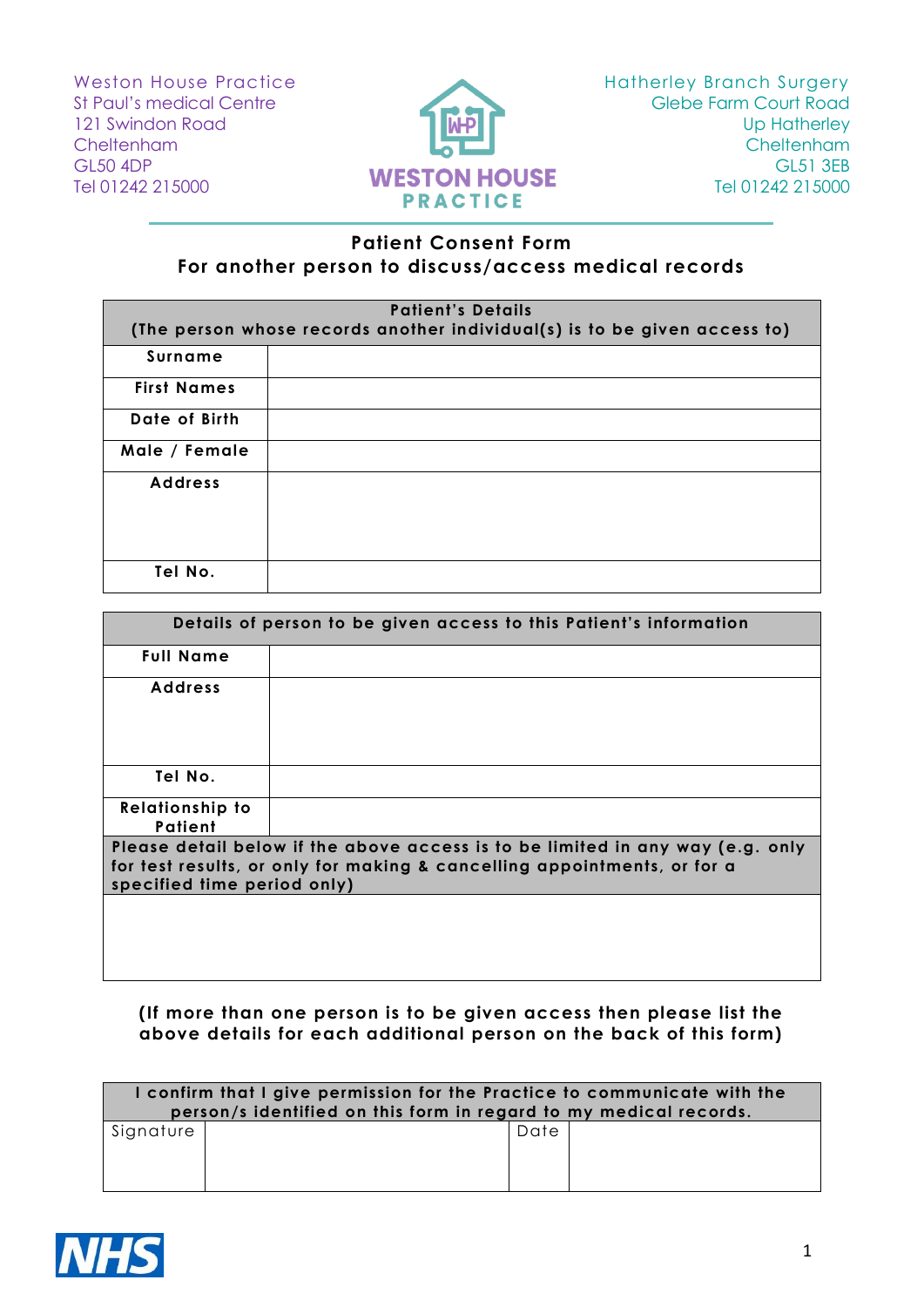Weston House Practice
St Paul's medical Centre
121 Swindon Road
Cheltenham
GL50 4DP
Tel 01242 215000

WESTON HOUSE PRACTICE

Hatherley Branch Surgery
Glebe Farm Court Road
Up Hatherley
Cheltenham
GL51 3EB
Tel 01242 215000

## Patient Consent Form
## For another person to discuss/access medical records

| **Patient's Details (The person whose records another individual(s) is to be given access to)** | |
|---|---|
| **Surname** | |
| **First Names** | |
| **Date of Birth** | |
| **Male / Female** | |
| **Address** | |
| **Tel No.** | |

| **Details of person to be given access to this Patient's information** | |
|---|---|
| **Full Name** | |
| **Address** | |
| **Tel No.** | |
| **Relationship to Patient** | |
| **Please detail below if the above access is to be limited in any way (e.g. only for test results, or only for making & cancelling appointments, or for a specified time period only)** | |
| | |

**(If more than one person is to be given access then please list the above details for each additional person on the back of this form)**

| **I confirm that I give permission for the Practice to communicate with the person/s identified on this form in regard to my medical records.** | | | |
|---|---|---|---|
| Signature | | Date | |

NHS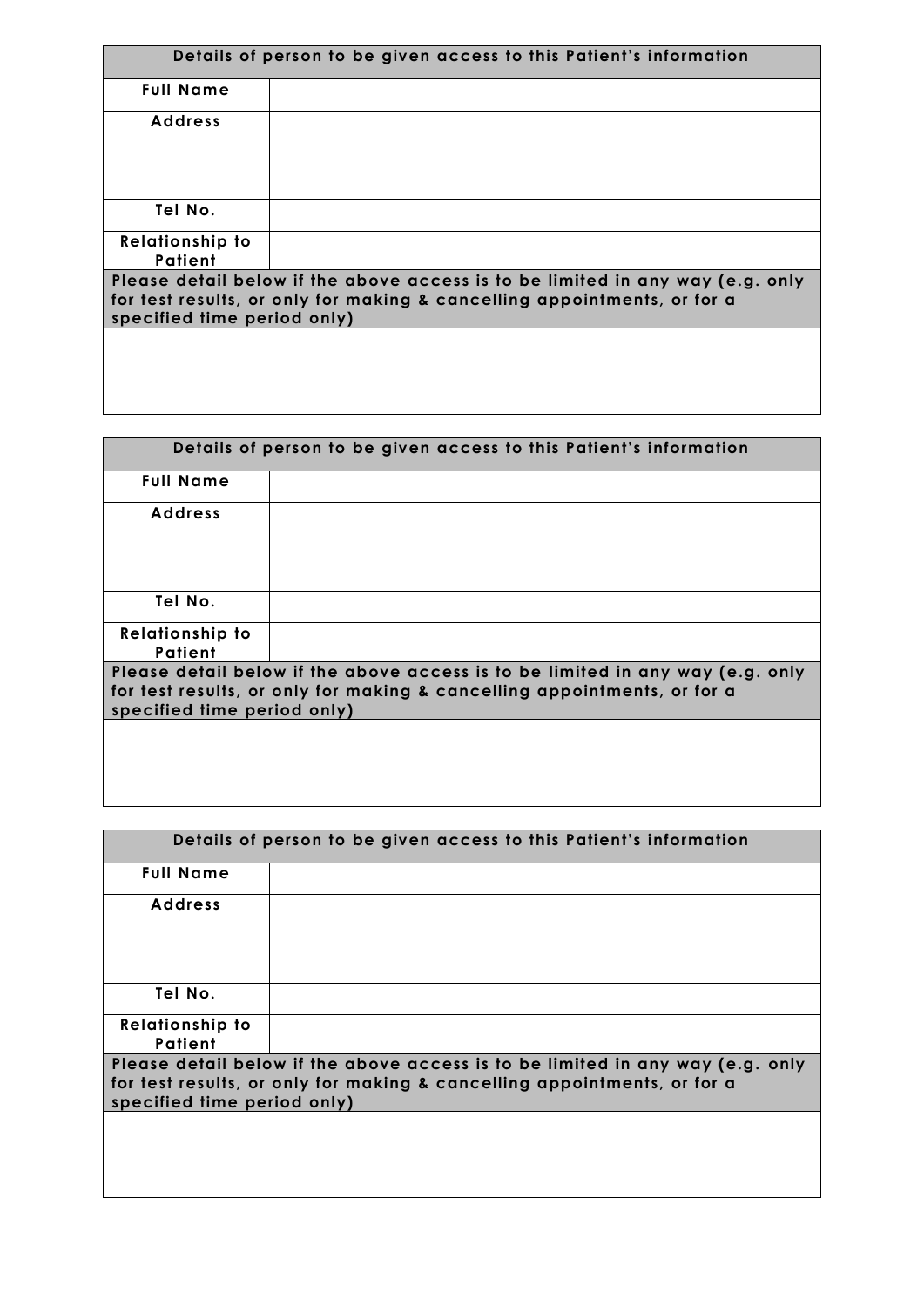| Details of person to be given access to this Patient's information | |
|---|---|
| **Full Name** | |
| **Address** | |
| **Tel No.** | |
| **Relationship to Patient** | |
| **Please detail below if the above access is to be limited in any way (e.g. only for test results, or only for making & cancelling appointments, or for a specified time period only)** | |
| | |

| Details of person to be given access to this Patient's information | |
|---|---|
| **Full Name** | |
| **Address** | |
| **Tel No.** | |
| **Relationship to Patient** | |
| **Please detail below if the above access is to be limited in any way (e.g. only for test results, or only for making & cancelling appointments, or for a specified time period only)** | |
| | |

| Details of person to be given access to this Patient's information | |
|---|---|
| **Full Name** | |
| **Address** | |
| **Tel No.** | |
| **Relationship to Patient** | |
| **Please detail below if the above access is to be limited in any way (e.g. only for test results, or only for making & cancelling appointments, or for a specified time period only)** | |
| | |